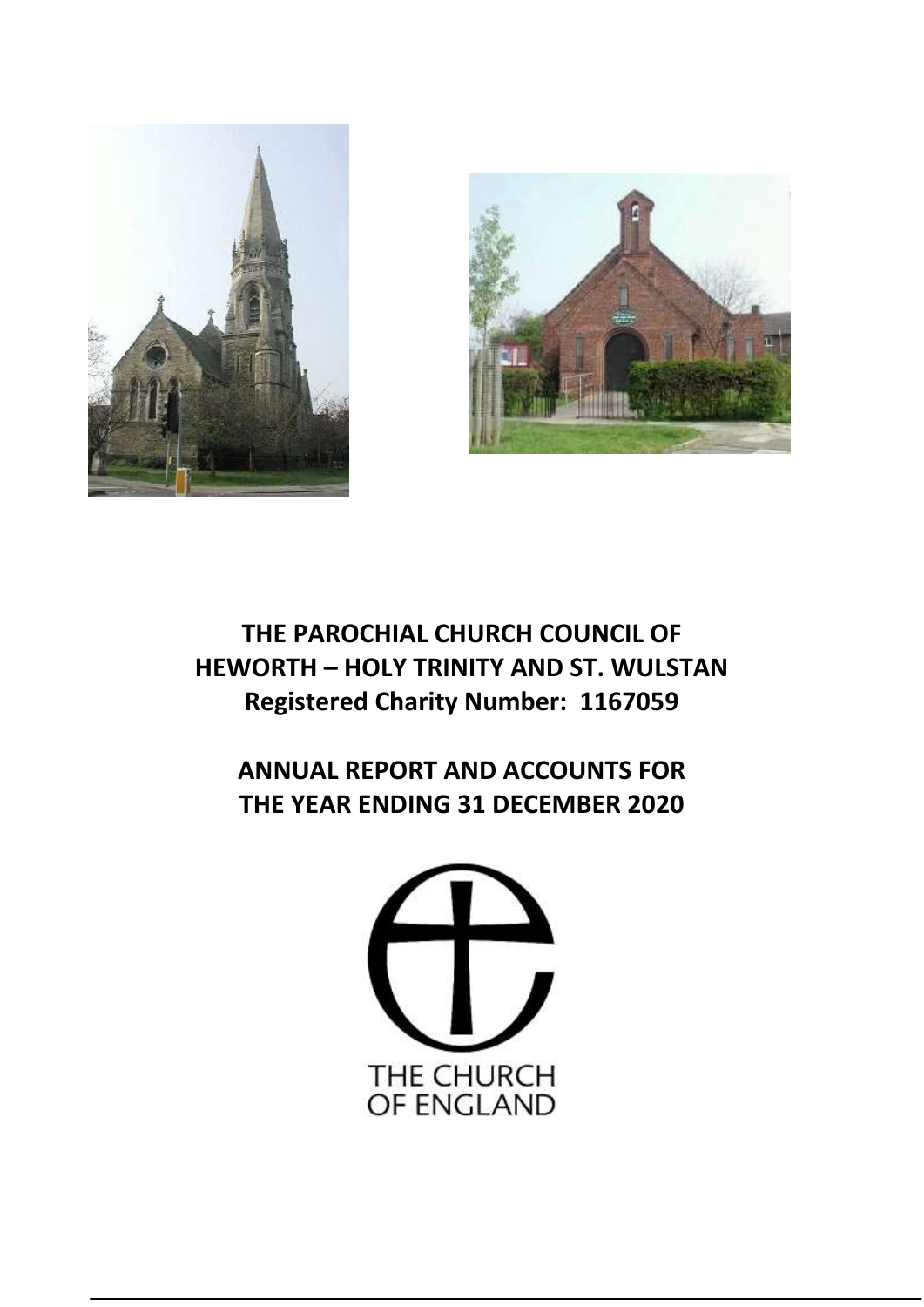# THE PAROCHIAL CHURCH COUNCIL OF HEWORTH – HOLY TRINITY AND ST. WULSTAN

**Registered Charity Number: 1167059**

# ANNUAL REPORT AND ACCOUNTS FOR THE YEAR ENDING 31 DECEMBER 2020

THE CHURCH OF ENGLAND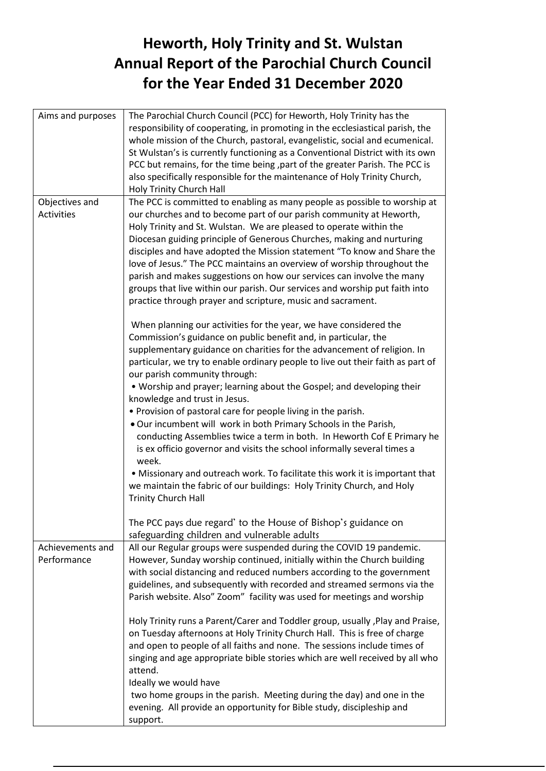# Heworth, Holy Trinity and St. Wulstan Annual Report of the Parochial Church Council for the Year Ended 31 December 2020

| | |
|---|---|
| Aims and purposes | The Parochial Church Council (PCC) for Heworth, Holy Trinity has the responsibility of cooperating, in promoting in the ecclesiastical parish, the whole mission of the Church, pastoral, evangelistic, social and ecumenical. St Wulstan's is currently functioning as a Conventional District with its own PCC but remains, for the time being ,part of the greater Parish. The PCC is also specifically responsible for the maintenance of Holy Trinity Church, Holy Trinity Church Hall |
| Objectives and Activities | The PCC is committed to enabling as many people as possible to worship at our churches and to become part of our parish community at Heworth, Holy Trinity and St. Wulstan. We are pleased to operate within the Diocesan guiding principle of Generous Churches, making and nurturing disciples and have adopted the Mission statement "To know and Share the love of Jesus." The PCC maintains an overview of worship throughout the parish and makes suggestions on how our services can involve the many groups that live within our parish. Our services and worship put faith into practice through prayer and scripture, music and sacrament.<br><br>When planning our activities for the year, we have considered the Commission's guidance on public benefit and, in particular, the supplementary guidance on charities for the advancement of religion. In particular, we try to enable ordinary people to live out their faith as part of our parish community through:<br>• Worship and prayer; learning about the Gospel; and developing their knowledge and trust in Jesus.<br>• Provision of pastoral care for people living in the parish.<br>• Our incumbent will work in both Primary Schools in the Parish, conducting Assemblies twice a term in both. In Heworth Cof E Primary he is ex officio governor and visits the school informally several times a week.<br>• Missionary and outreach work. To facilitate this work it is important that we maintain the fabric of our buildings: Holy Trinity Church, and Holy Trinity Church Hall<br><br>The PCC pays due regard' to the House of Bishop's guidance on safeguarding children and vulnerable adults |
| Achievements and Performance | All our Regular groups were suspended during the COVID 19 pandemic. However, Sunday worship continued, initially within the Church building with social distancing and reduced numbers according to the government guidelines, and subsequently with recorded and streamed sermons via the Parish website. Also" Zoom" facility was used for meetings and worship<br><br>Holy Trinity runs a Parent/Carer and Toddler group, usually ,Play and Praise, on Tuesday afternoons at Holy Trinity Church Hall. This is free of charge and open to people of all faiths and none. The sessions include times of singing and age appropriate bible stories which are well received by all who attend.<br>Ideally we would have<br>two home groups in the parish. Meeting during the day) and one in the evening. All provide an opportunity for Bible study, discipleship and support. |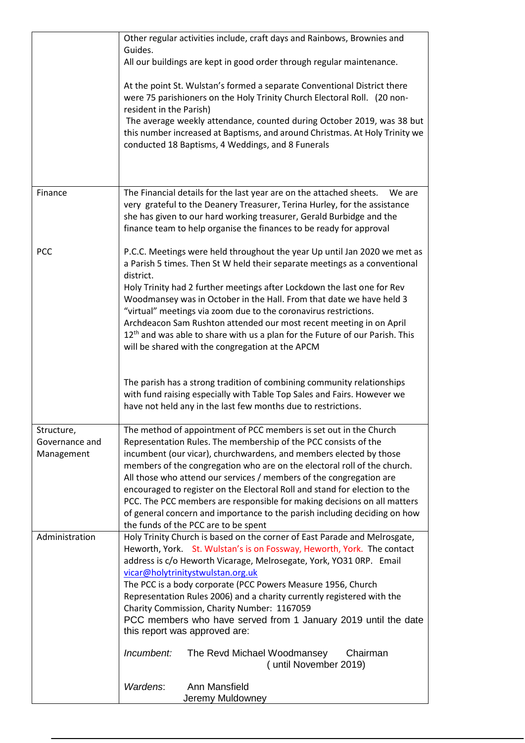| | |
|---|---|
| | Other regular activities include, craft days and Rainbows, Brownies and Guides.<br>All our buildings are kept in good order through regular maintenance.<br><br>At the point St. Wulstan's formed a separate Conventional District there were 75 parishioners on the Holy Trinity Church Electoral Roll. (20 non-resident in the Parish)<br>The average weekly attendance, counted during October 2019, was 38 but this number increased at Baptisms, and around Christmas. At Holy Trinity we conducted 18 Baptisms, 4 Weddings, and 8 Funerals |
| Finance<br><br><br><br><br>PCC | The Financial details for the last year are on the attached sheets. We are very grateful to the Deanery Treasurer, Terina Hurley, for the assistance she has given to our hard working treasurer, Gerald Burbidge and the finance team to help organise the finances to be ready for approval<br><br>P.C.C. Meetings were held throughout the year Up until Jan 2020 we met as a Parish 5 times. Then St W held their separate meetings as a conventional district.<br>Holy Trinity had 2 further meetings after Lockdown the last one for Rev Woodmansey was in October in the Hall. From that date we have held 3 "virtual" meetings via zoom due to the coronavirus restrictions.<br>Archdeacon Sam Rushton attended our most recent meeting in on April 12th and was able to share with us a plan for the Future of our Parish. This will be shared with the congregation at the APCM<br><br>The parish has a strong tradition of combining community relationships with fund raising especially with Table Top Sales and Fairs. However we have not held any in the last few months due to restrictions. |
| Structure, Governance and Management | The method of appointment of PCC members is set out in the Church Representation Rules. The membership of the PCC consists of the incumbent (our vicar), churchwardens, and members elected by those members of the congregation who are on the electoral roll of the church. All those who attend our services / members of the congregation are encouraged to register on the Electoral Roll and stand for election to the PCC. The PCC members are responsible for making decisions on all matters of general concern and importance to the parish including deciding on how the funds of the PCC are to be spent |
| Administration | Holy Trinity Church is based on the corner of East Parade and Melrosgate, Heworth, York. St. Wulstan's is on Fossway, Heworth, York. The contact address is c/o Heworth Vicarage, Melrosegate, York, YO31 0RP. Email vicar@holytrinitystwulstan.org.uk<br>The PCC is a body corporate (PCC Powers Measure 1956, Church Representation Rules 2006) and a charity currently registered with the Charity Commission, Charity Number: 1167059<br>PCC members who have served from 1 January 2019 until the date this report was approved are:<br><br>*Incumbent:* The Revd Michael Woodmansey Chairman (until November 2019)<br><br>*Wardens*: Ann Mansfield<br>Jeremy Muldowney |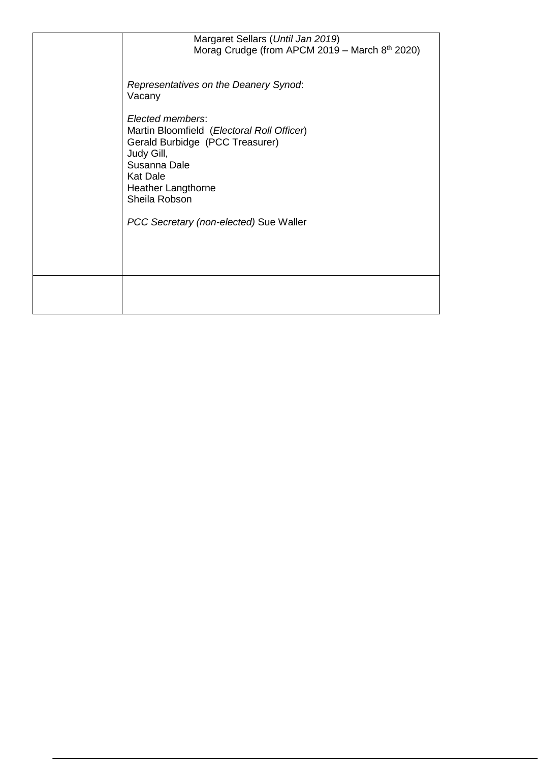| | |
|---|---|
| | Margaret Sellars (*Until Jan 2019*)<br>Morag Crudge (from APCM 2019 – March 8th 2020)<br><br>*Representatives on the Deanery Synod*:<br>Vacany<br><br>*Elected members*:<br>Martin Bloomfield (*Electoral Roll Officer*)<br>Gerald Burbidge (PCC Treasurer)<br>Judy Gill,<br>Susanna Dale<br>Kat Dale<br>Heather Langthorne<br>Sheila Robson<br><br>*PCC Secretary (non-elected)* Sue Waller |
| | |